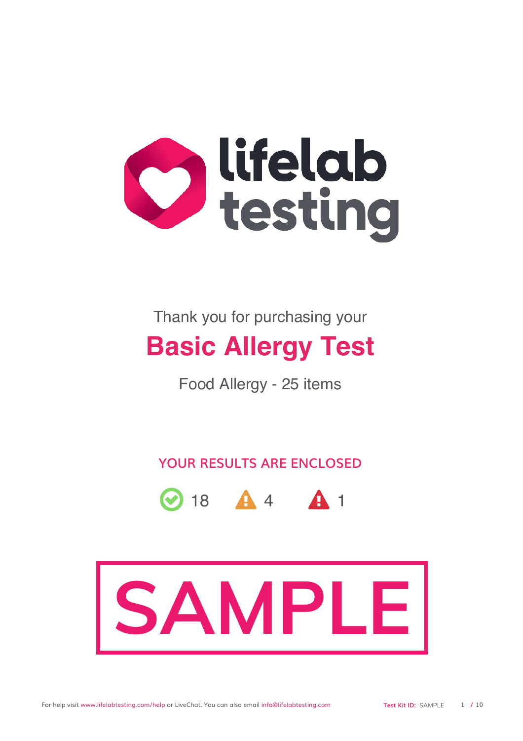lifelab testing

Thank you for purchasing your

# Basic Allergy Test

Food Allergy - 25 items

## YOUR RESULTS ARE ENCLOSED

✓ 18 ⚠ 4 ⚠ 1

SAMPLE

For help visit www.lifelabtesting.com/help or LiveChat. You can also email info@lifelabtesting.com

**Test Kit ID:** SAMPLE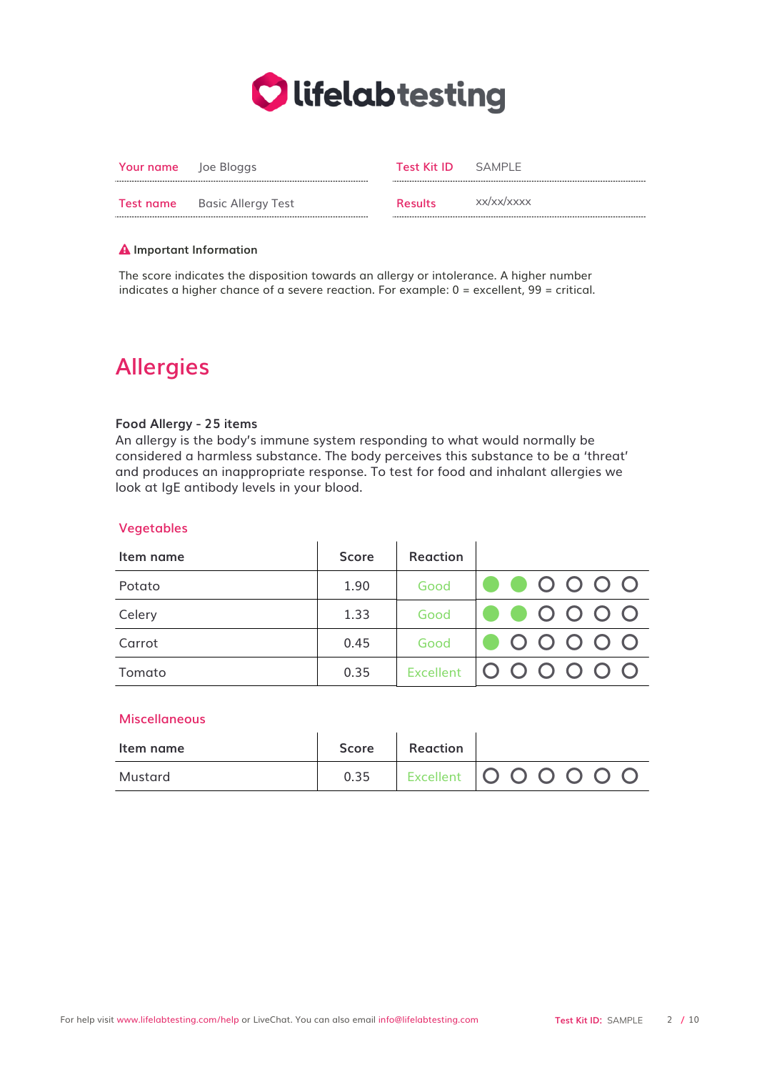| Your name | Joe Bloggs | Test Kit ID | SAMPLE |
| --- | --- | --- | --- |
| Test name | Basic Allergy Test | Results | xx/xx/xxxx |

**Important Information**

The score indicates the disposition towards an allergy or intolerance. A higher number indicates a higher chance of a severe reaction. For example: 0 = excellent, 99 = critical.

# Allergies

**Food Allergy - 25 items**

An allergy is the body's immune system responding to what would normally be considered a harmless substance. The body perceives this substance to be a 'threat' and produces an inappropriate response. To test for food and inhalant allergies we look at IgE antibody levels in your blood.

## Vegetables

| Item name | Score | Reaction | |
| --- | --- | --- | --- |
| Potato | 1.90 | Good | ●●○○○○ |
| Celery | 1.33 | Good | ●●○○○○ |
| Carrot | 0.45 | Good | ●○○○○○ |
| Tomato | 0.35 | Excellent | ○○○○○○ |

## Miscellaneous

| Item name | Score | Reaction | |
| --- | --- | --- | --- |
| Mustard | 0.35 | Excellent | ○○○○○○ |

For help visit www.lifelabtesting.com/help or LiveChat. You can also email info@lifelabtesting.com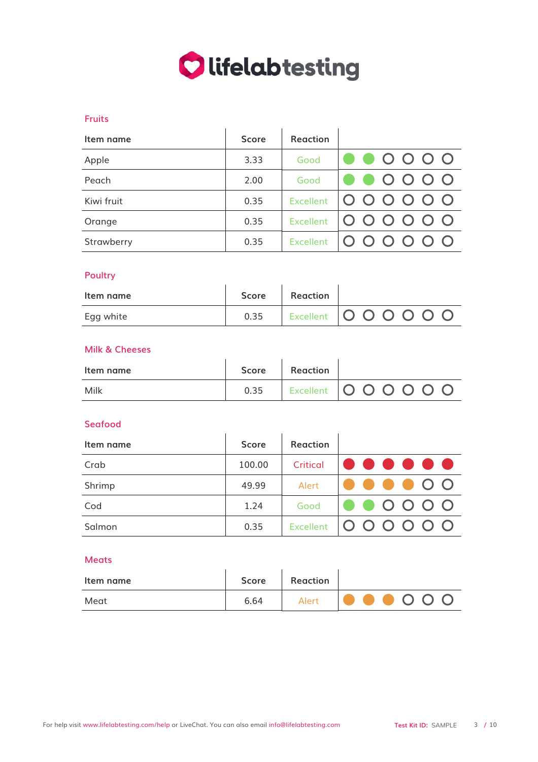## Fruits

| Item name | Score | Reaction | |
|---|---|---|---|
| Apple | 3.33 | Good | ●●○○○○ |
| Peach | 2.00 | Good | ●●○○○○ |
| Kiwi fruit | 0.35 | Excellent | ○○○○○○ |
| Orange | 0.35 | Excellent | ○○○○○○ |
| Strawberry | 0.35 | Excellent | ○○○○○○ |

## Poultry

| Item name | Score | Reaction | |
|---|---|---|---|
| Egg white | 0.35 | Excellent | ○○○○○○ |

## Milk & Cheeses

| Item name | Score | Reaction | |
|---|---|---|---|
| Milk | 0.35 | Excellent | ○○○○○○ |

## Seafood

| Item name | Score | Reaction | |
|---|---|---|---|
| Crab | 100.00 | Critical | ●●●●●● |
| Shrimp | 49.99 | Alert | ●●●●○○ |
| Cod | 1.24 | Good | ●●○○○○ |
| Salmon | 0.35 | Excellent | ○○○○○○ |

## Meats

| Item name | Score | Reaction | |
|---|---|---|---|
| Meat | 6.64 | Alert | ●●●○○○ |

For help visit www.lifelabtesting.com/help or LiveChat. You can also email info@lifelabtesting.com

Test Kit ID: SAMPLE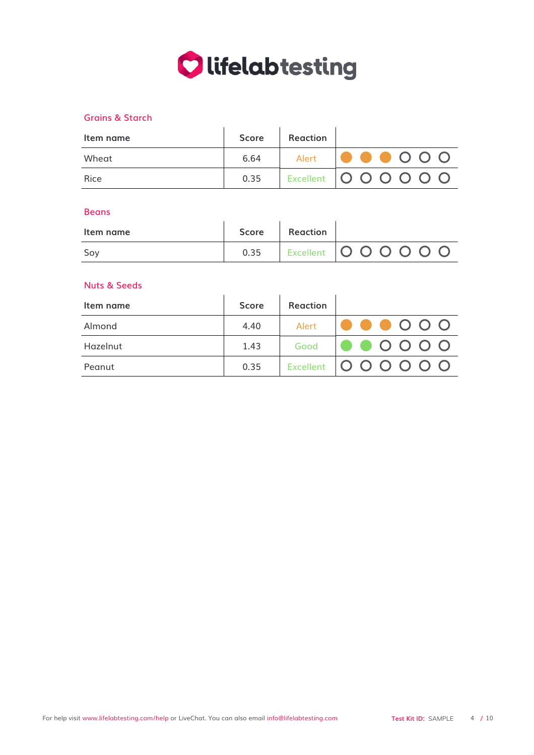## Grains & Starch

| Item name | Score | Reaction | |
|---|---|---|---|
| Wheat | 6.64 | Alert | ●●●○○○ |
| Rice | 0.35 | Excellent | ○○○○○○ |

## Beans

| Item name | Score | Reaction | |
|---|---|---|---|
| Soy | 0.35 | Excellent | ○○○○○○ |

## Nuts & Seeds

| Item name | Score | Reaction | |
|---|---|---|---|
| Almond | 4.40 | Alert | ●●●○○○ |
| Hazelnut | 1.43 | Good | ●●○○○○ |
| Peanut | 0.35 | Excellent | ○○○○○○ |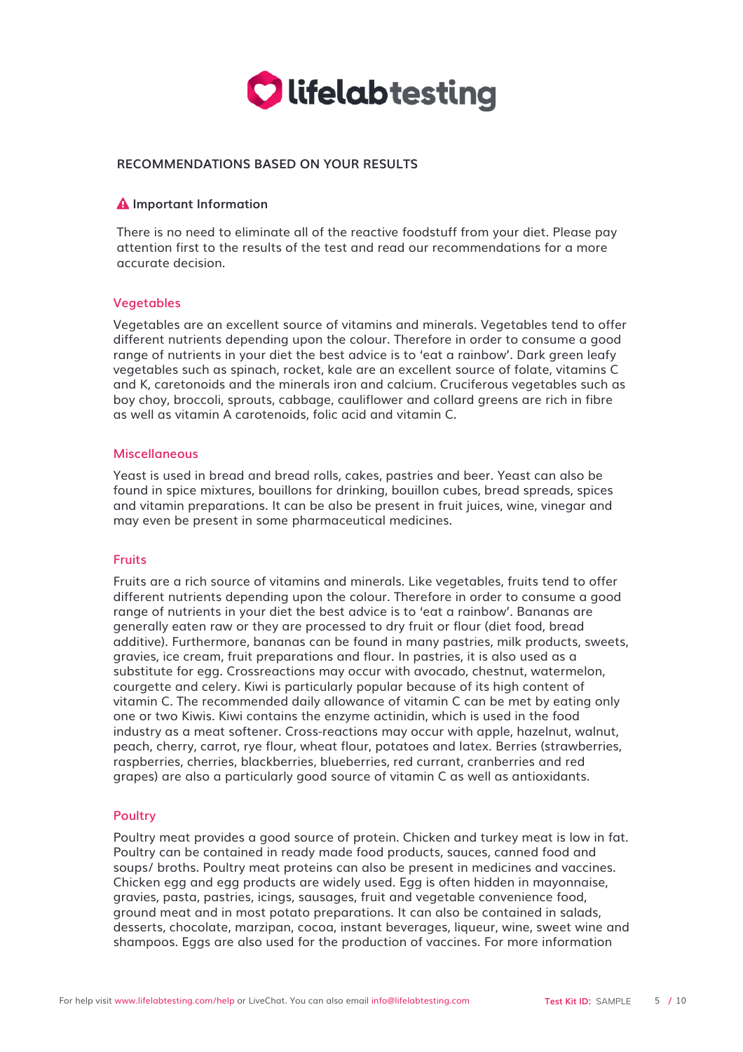## RECOMMENDATIONS BASED ON YOUR RESULTS

### ⚠ Important Information

There is no need to eliminate all of the reactive foodstuff from your diet. Please pay attention first to the results of the test and read our recommendations for a more accurate decision.

### Vegetables

Vegetables are an excellent source of vitamins and minerals. Vegetables tend to offer different nutrients depending upon the colour. Therefore in order to consume a good range of nutrients in your diet the best advice is to 'eat a rainbow'. Dark green leafy vegetables such as spinach, rocket, kale are an excellent source of folate, vitamins C and K, caretonoids and the minerals iron and calcium. Cruciferous vegetables such as boy choy, broccoli, sprouts, cabbage, cauliflower and collard greens are rich in fibre as well as vitamin A carotenoids, folic acid and vitamin C.

### Miscellaneous

Yeast is used in bread and bread rolls, cakes, pastries and beer. Yeast can also be found in spice mixtures, bouillons for drinking, bouillon cubes, bread spreads, spices and vitamin preparations. It can be also be present in fruit juices, wine, vinegar and may even be present in some pharmaceutical medicines.

### Fruits

Fruits are a rich source of vitamins and minerals. Like vegetables, fruits tend to offer different nutrients depending upon the colour. Therefore in order to consume a good range of nutrients in your diet the best advice is to 'eat a rainbow'. Bananas are generally eaten raw or they are processed to dry fruit or flour (diet food, bread additive). Furthermore, bananas can be found in many pastries, milk products, sweets, gravies, ice cream, fruit preparations and flour. In pastries, it is also used as a substitute for egg. Crossreactions may occur with avocado, chestnut, watermelon, courgette and celery. Kiwi is particularly popular because of its high content of vitamin C. The recommended daily allowance of vitamin C can be met by eating only one or two Kiwis. Kiwi contains the enzyme actinidin, which is used in the food industry as a meat softener. Cross-reactions may occur with apple, hazelnut, walnut, peach, cherry, carrot, rye flour, wheat flour, potatoes and latex. Berries (strawberries, raspberries, cherries, blackberries, blueberries, red currant, cranberries and red grapes) are also a particularly good source of vitamin C as well as antioxidants.

### Poultry

Poultry meat provides a good source of protein. Chicken and turkey meat is low in fat. Poultry can be contained in ready made food products, sauces, canned food and soups/ broths. Poultry meat proteins can also be present in medicines and vaccines. Chicken egg and egg products are widely used. Egg is often hidden in mayonnaise, gravies, pasta, pastries, icings, sausages, fruit and vegetable convenience food, ground meat and in most potato preparations. It can also be contained in salads, desserts, chocolate, marzipan, cocoa, instant beverages, liqueur, wine, sweet wine and shampoos. Eggs are also used for the production of vaccines. For more information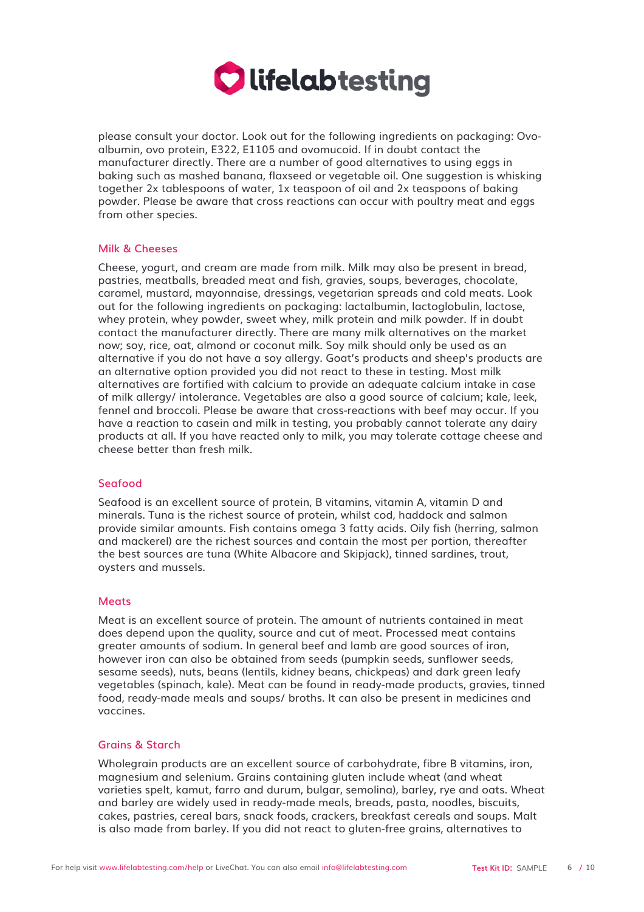please consult your doctor. Look out for the following ingredients on packaging: Ovo-albumin, ovo protein, E322, E1105 and ovomucoid. If in doubt contact the manufacturer directly. There are a number of good alternatives to using eggs in baking such as mashed banana, flaxseed or vegetable oil. One suggestion is whisking together 2x tablespoons of water, 1x teaspoon of oil and 2x teaspoons of baking powder. Please be aware that cross reactions can occur with poultry meat and eggs from other species.

### Milk & Cheeses

Cheese, yogurt, and cream are made from milk. Milk may also be present in bread, pastries, meatballs, breaded meat and fish, gravies, soups, beverages, chocolate, caramel, mustard, mayonnaise, dressings, vegetarian spreads and cold meats. Look out for the following ingredients on packaging: lactalbumin, lactoglobulin, lactose, whey protein, whey powder, sweet whey, milk protein and milk powder. If in doubt contact the manufacturer directly. There are many milk alternatives on the market now; soy, rice, oat, almond or coconut milk. Soy milk should only be used as an alternative if you do not have a soy allergy. Goat's products and sheep's products are an alternative option provided you did not react to these in testing. Most milk alternatives are fortified with calcium to provide an adequate calcium intake in case of milk allergy/ intolerance. Vegetables are also a good source of calcium; kale, leek, fennel and broccoli. Please be aware that cross-reactions with beef may occur. If you have a reaction to casein and milk in testing, you probably cannot tolerate any dairy products at all. If you have reacted only to milk, you may tolerate cottage cheese and cheese better than fresh milk.

### Seafood

Seafood is an excellent source of protein, B vitamins, vitamin A, vitamin D and minerals. Tuna is the richest source of protein, whilst cod, haddock and salmon provide similar amounts. Fish contains omega 3 fatty acids. Oily fish (herring, salmon and mackerel) are the richest sources and contain the most per portion, thereafter the best sources are tuna (White Albacore and Skipjack), tinned sardines, trout, oysters and mussels.

### Meats

Meat is an excellent source of protein. The amount of nutrients contained in meat does depend upon the quality, source and cut of meat. Processed meat contains greater amounts of sodium. In general beef and lamb are good sources of iron, however iron can also be obtained from seeds (pumpkin seeds, sunflower seeds, sesame seeds), nuts, beans (lentils, kidney beans, chickpeas) and dark green leafy vegetables (spinach, kale). Meat can be found in ready-made products, gravies, tinned food, ready-made meals and soups/ broths. It can also be present in medicines and vaccines.

### Grains & Starch

Wholegrain products are an excellent source of carbohydrate, fibre B vitamins, iron, magnesium and selenium. Grains containing gluten include wheat (and wheat varieties spelt, kamut, farro and durum, bulgar, semolina), barley, rye and oats. Wheat and barley are widely used in ready-made meals, breads, pasta, noodles, biscuits, cakes, pastries, cereal bars, snack foods, crackers, breakfast cereals and soups. Malt is also made from barley. If you did not react to gluten-free grains, alternatives to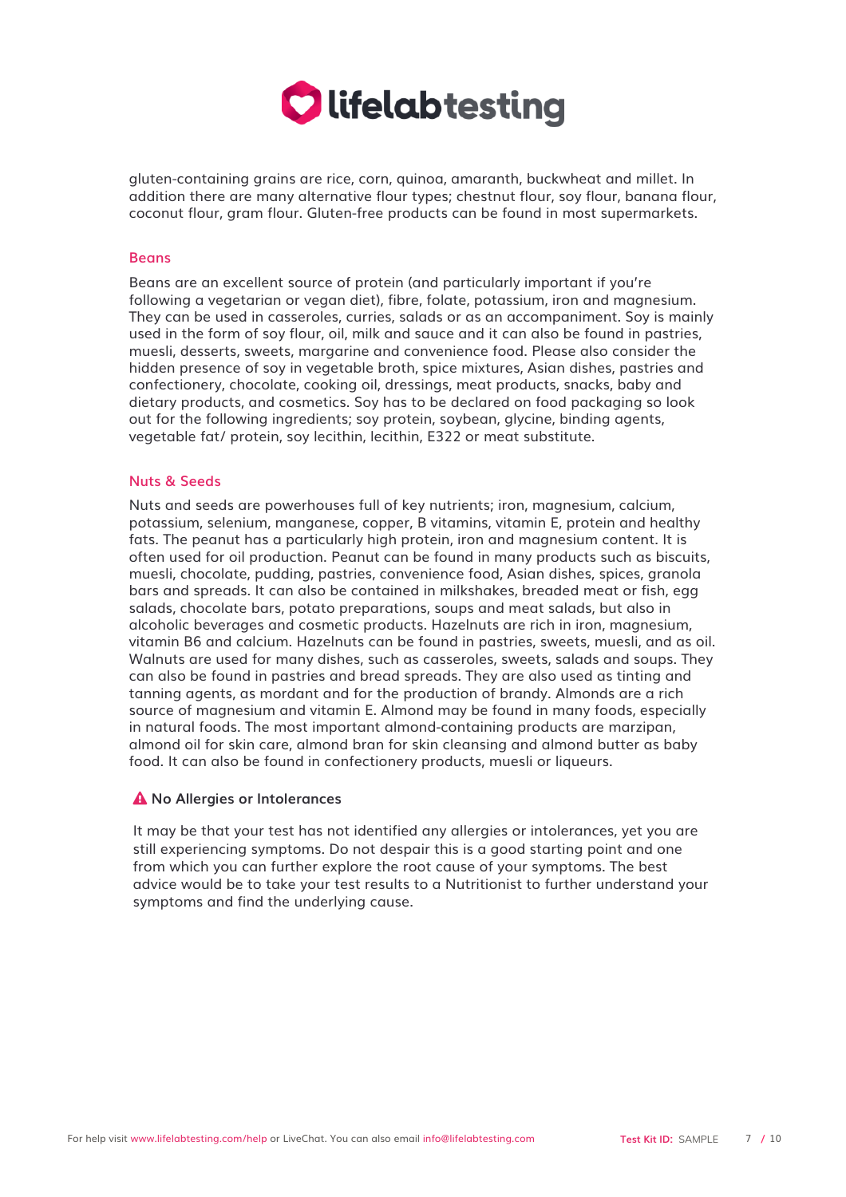gluten-containing grains are rice, corn, quinoa, amaranth, buckwheat and millet. In addition there are many alternative flour types; chestnut flour, soy flour, banana flour, coconut flour, gram flour. Gluten-free products can be found in most supermarkets.

### Beans

Beans are an excellent source of protein (and particularly important if you're following a vegetarian or vegan diet), fibre, folate, potassium, iron and magnesium. They can be used in casseroles, curries, salads or as an accompaniment. Soy is mainly used in the form of soy flour, oil, milk and sauce and it can also be found in pastries, muesli, desserts, sweets, margarine and convenience food. Please also consider the hidden presence of soy in vegetable broth, spice mixtures, Asian dishes, pastries and confectionery, chocolate, cooking oil, dressings, meat products, snacks, baby and dietary products, and cosmetics. Soy has to be declared on food packaging so look out for the following ingredients; soy protein, soybean, glycine, binding agents, vegetable fat/ protein, soy lecithin, lecithin, E322 or meat substitute.

### Nuts & Seeds

Nuts and seeds are powerhouses full of key nutrients; iron, magnesium, calcium, potassium, selenium, manganese, copper, B vitamins, vitamin E, protein and healthy fats. The peanut has a particularly high protein, iron and magnesium content. It is often used for oil production. Peanut can be found in many products such as biscuits, muesli, chocolate, pudding, pastries, convenience food, Asian dishes, spices, granola bars and spreads. It can also be contained in milkshakes, breaded meat or fish, egg salads, chocolate bars, potato preparations, soups and meat salads, but also in alcoholic beverages and cosmetic products. Hazelnuts are rich in iron, magnesium, vitamin B6 and calcium. Hazelnuts can be found in pastries, sweets, muesli, and as oil. Walnuts are used for many dishes, such as casseroles, sweets, salads and soups. They can also be found in pastries and bread spreads. They are also used as tinting and tanning agents, as mordant and for the production of brandy. Almonds are a rich source of magnesium and vitamin E. Almond may be found in many foods, especially in natural foods. The most important almond-containing products are marzipan, almond oil for skin care, almond bran for skin cleansing and almond butter as baby food. It can also be found in confectionery products, muesli or liqueurs.

### ⚠ No Allergies or Intolerances

It may be that your test has not identified any allergies or intolerances, yet you are still experiencing symptoms. Do not despair this is a good starting point and one from which you can further explore the root cause of your symptoms. The best advice would be to take your test results to a Nutritionist to further understand your symptoms and find the underlying cause.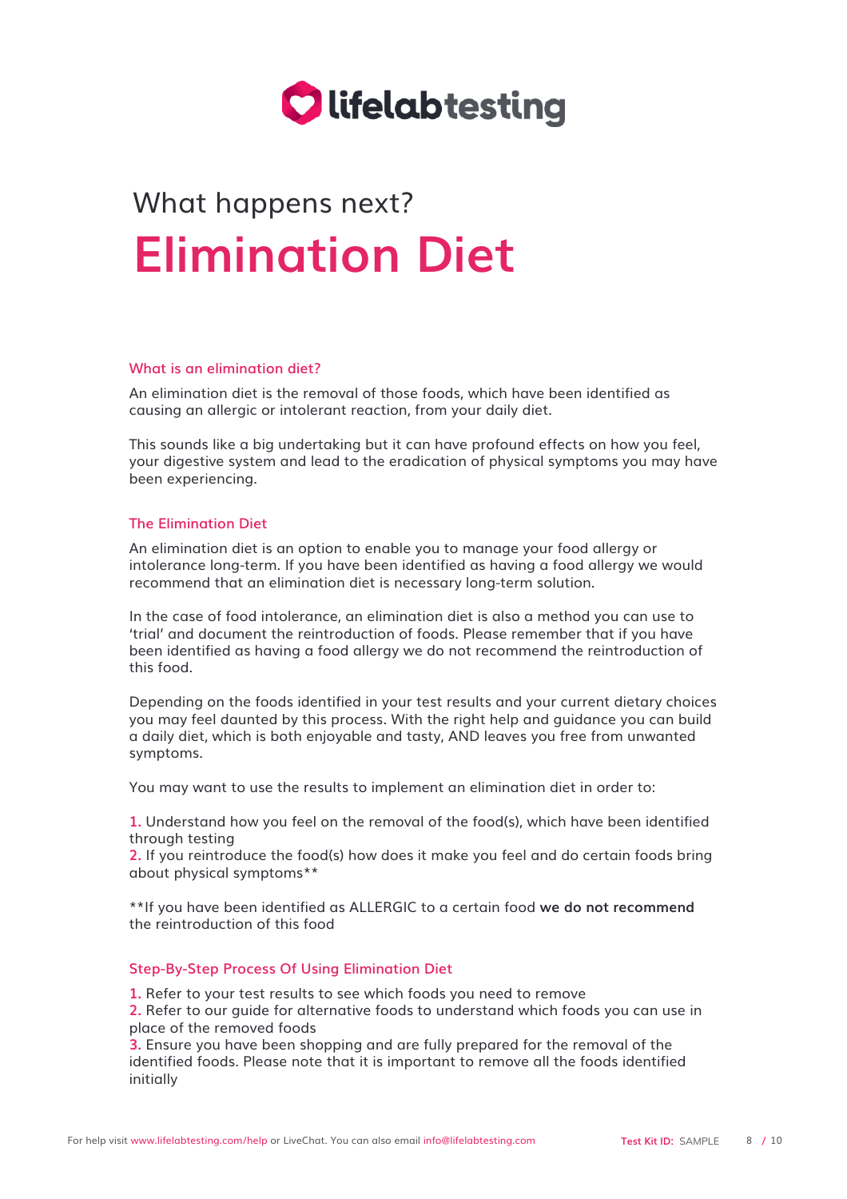lifelabtesting

What happens next?

# Elimination Diet

### What is an elimination diet?

An elimination diet is the removal of those foods, which have been identified as causing an allergic or intolerant reaction, from your daily diet.

This sounds like a big undertaking but it can have profound effects on how you feel, your digestive system and lead to the eradication of physical symptoms you may have been experiencing.

### The Elimination Diet

An elimination diet is an option to enable you to manage your food allergy or intolerance long-term. If you have been identified as having a food allergy we would recommend that an elimination diet is necessary long-term solution.

In the case of food intolerance, an elimination diet is also a method you can use to 'trial' and document the reintroduction of foods. Please remember that if you have been identified as having a food allergy we do not recommend the reintroduction of this food.

Depending on the foods identified in your test results and your current dietary choices you may feel daunted by this process. With the right help and guidance you can build a daily diet, which is both enjoyable and tasty, AND leaves you free from unwanted symptoms.

You may want to use the results to implement an elimination diet in order to:

1. Understand how you feel on the removal of the food(s), which have been identified through testing
2. If you reintroduce the food(s) how does it make you feel and do certain foods bring about physical symptoms**

**If you have been identified as ALLERGIC to a certain food **we do not recommend** the reintroduction of this food

### Step-By-Step Process Of Using Elimination Diet

1. Refer to your test results to see which foods you need to remove
2. Refer to our guide for alternative foods to understand which foods you can use in place of the removed foods
3. Ensure you have been shopping and are fully prepared for the removal of the identified foods. Please note that it is important to remove all the foods identified initially

For help visit www.lifelabtesting.com/help or LiveChat. You can also email info@lifelabtesting.com

Test Kit ID: SAMPLE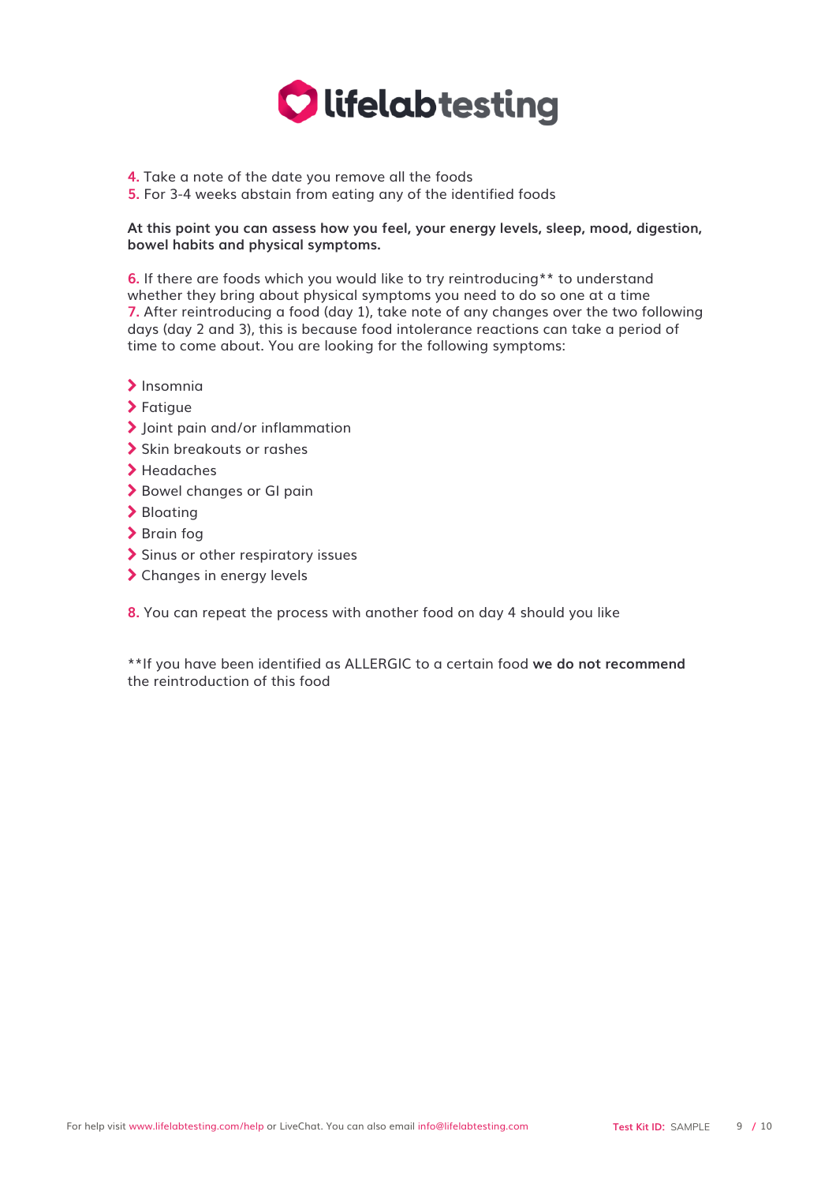4. Take a note of the date you remove all the foods
5. For 3-4 weeks abstain from eating any of the identified foods

**At this point you can assess how you feel, your energy levels, sleep, mood, digestion, bowel habits and physical symptoms.**

6. If there are foods which you would like to try reintroducing** to understand whether they bring about physical symptoms you need to do so one at a time
7. After reintroducing a food (day 1), take note of any changes over the two following days (day 2 and 3), this is because food intolerance reactions can take a period of time to come about. You are looking for the following symptoms:

- Insomnia
- Fatigue
- Joint pain and/or inflammation
- Skin breakouts or rashes
- Headaches
- Bowel changes or GI pain
- Bloating
- Brain fog
- Sinus or other respiratory issues
- Changes in energy levels

8. You can repeat the process with another food on day 4 should you like

**If you have been identified as ALLERGIC to a certain food **we do not recommend** the reintroduction of this food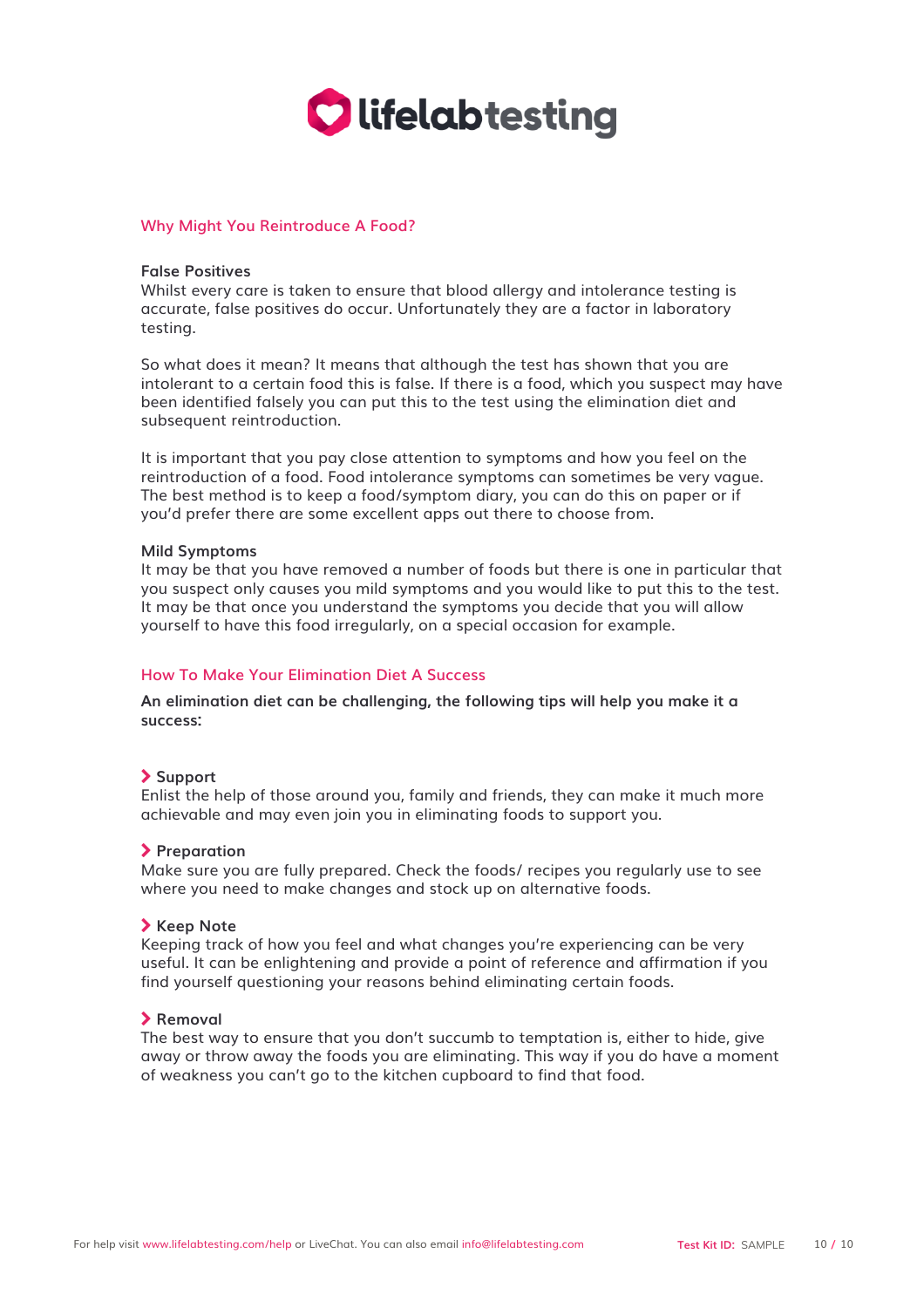## Why Might You Reintroduce A Food?

**False Positives**
Whilst every care is taken to ensure that blood allergy and intolerance testing is accurate, false positives do occur. Unfortunately they are a factor in laboratory testing.

So what does it mean? It means that although the test has shown that you are intolerant to a certain food this is false. If there is a food, which you suspect may have been identified falsely you can put this to the test using the elimination diet and subsequent reintroduction.

It is important that you pay close attention to symptoms and how you feel on the reintroduction of a food. Food intolerance symptoms can sometimes be very vague. The best method is to keep a food/symptom diary, you can do this on paper or if you'd prefer there are some excellent apps out there to choose from.

**Mild Symptoms**
It may be that you have removed a number of foods but there is one in particular that you suspect only causes you mild symptoms and you would like to put this to the test. It may be that once you understand the symptoms you decide that you will allow yourself to have this food irregularly, on a special occasion for example.

## How To Make Your Elimination Diet A Success

**An elimination diet can be challenging, the following tips will help you make it a success:**

**Support**
Enlist the help of those around you, family and friends, they can make it much more achievable and may even join you in eliminating foods to support you.

**Preparation**
Make sure you are fully prepared. Check the foods/ recipes you regularly use to see where you need to make changes and stock up on alternative foods.

**Keep Note**
Keeping track of how you feel and what changes you're experiencing can be very useful. It can be enlightening and provide a point of reference and affirmation if you find yourself questioning your reasons behind eliminating certain foods.

**Removal**
The best way to ensure that you don't succumb to temptation is, either to hide, give away or throw away the foods you are eliminating. This way if you do have a moment of weakness you can't go to the kitchen cupboard to find that food.